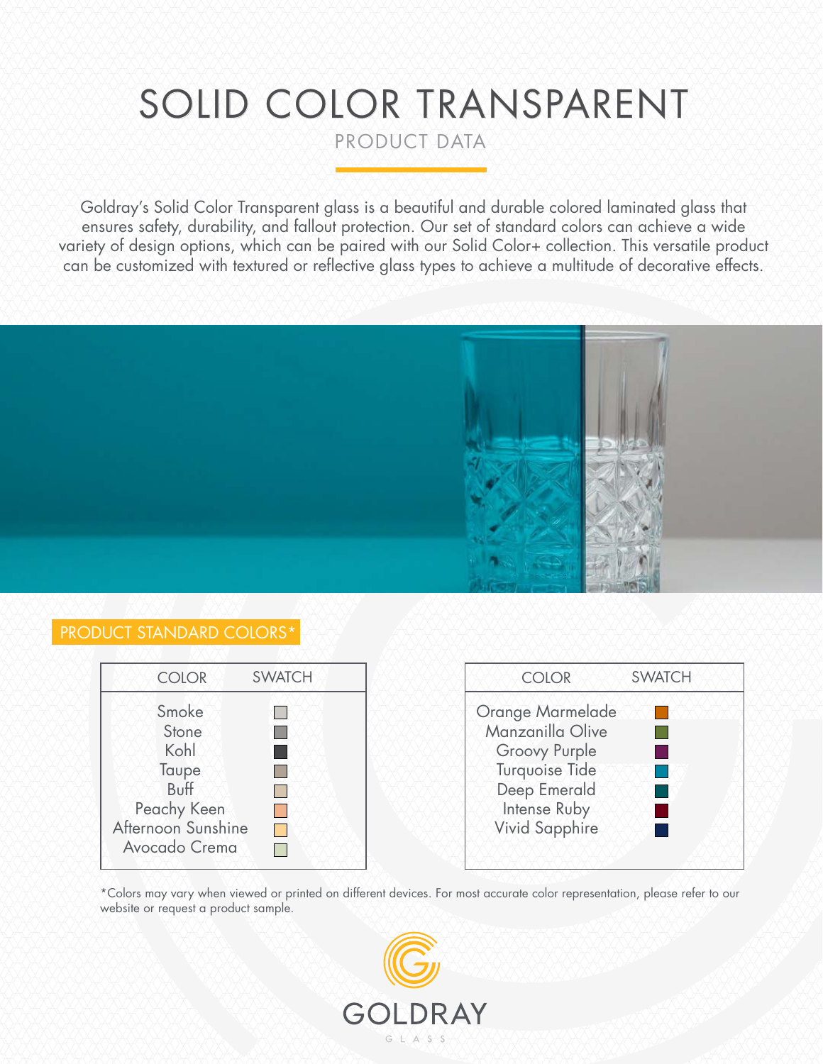# SOLID COLOR TRANSPARENT

## PRODUCT DATA

Goldray's Solid Color Transparent glass is a beautiful and durable colored laminated glass that ensures safety, durability, and fallout protection. Our set of standard colors can achieve a wide variety of design options, which can be paired with our Solid Color+ collection. This versatile product can be customized with textured or reflective glass types to achieve a multitude of decorative effects.

### PRODUCT STANDARD COLORS*

| COLOR | SWATCH |
|---|---|
| Smoke | |
| Stone | |
| Kohl | |
| Taupe | |
| Buff | |
| Peachy Keen | |
| Afternoon Sunshine | |
| Avocado Crema | |

| COLOR | SWATCH |
|---|---|
| Orange Marmelade | |
| Manzanilla Olive | |
| Groovy Purple | |
| Turquoise Tide | |
| Deep Emerald | |
| Intense Ruby | |
| Vivid Sapphire | |

*Colors may vary when viewed or printed on different devices. For most accurate color representation, please refer to our website or request a product sample.

GOLDRAY GLASS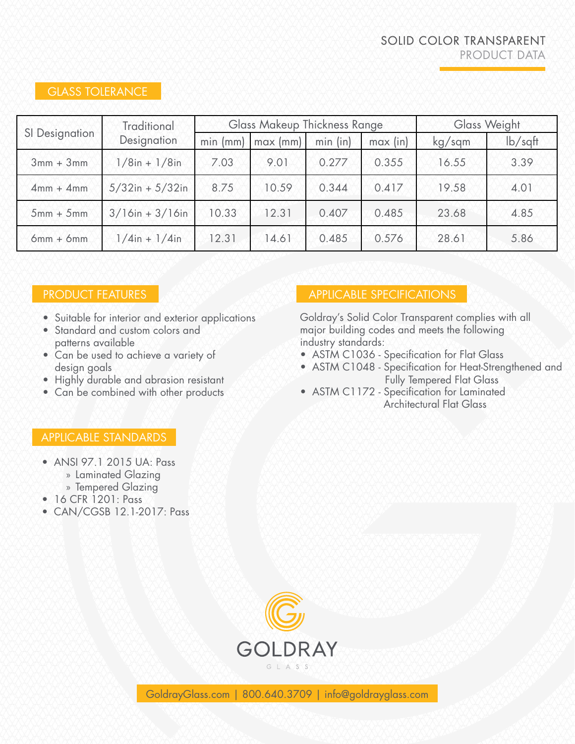# SOLID COLOR TRANSPARENT
## PRODUCT DATA

## GLASS TOLERANCE

| SI Designation | Traditional Designation | Glass Makeup Thickness Range | | | | Glass Weight | |
|---|---|---|---|---|---|---|---|
| | | min (mm) | max (mm) | min (in) | max (in) | kg/sqm | lb/sqft |
| 3mm + 3mm | 1/8in + 1/8in | 7.03 | 9.01 | 0.277 | 0.355 | 16.55 | 3.39 |
| 4mm + 4mm | 5/32in + 5/32in | 8.75 | 10.59 | 0.344 | 0.417 | 19.58 | 4.01 |
| 5mm + 5mm | 3/16in + 3/16in | 10.33 | 12.31 | 0.407 | 0.485 | 23.68 | 4.85 |
| 6mm + 6mm | 1/4in + 1/4in | 12.31 | 14.61 | 0.485 | 0.576 | 28.61 | 5.86 |

## PRODUCT FEATURES

- Suitable for interior and exterior applications
- Standard and custom colors and patterns available
- Can be used to achieve a variety of design goals
- Highly durable and abrasion resistant
- Can be combined with other products

## APPLICABLE STANDARDS

- ANSI 97.1 2015 UA: Pass
  - Laminated Glazing
  - Tempered Glazing
- 16 CFR 1201: Pass
- CAN/CGSB 12.1-2017: Pass

## APPLICABLE SPECIFICATIONS

Goldray's Solid Color Transparent complies with all major building codes and meets the following industry standards:

- ASTM C1036 - Specification for Flat Glass
- ASTM C1048 - Specification for Heat-Strengthened and Fully Tempered Flat Glass
- ASTM C1172 - Specification for Laminated Architectural Flat Glass

GOLDRAY
GLASS

GoldrayGlass.com | 800.640.3709 | info@goldrayglass.com